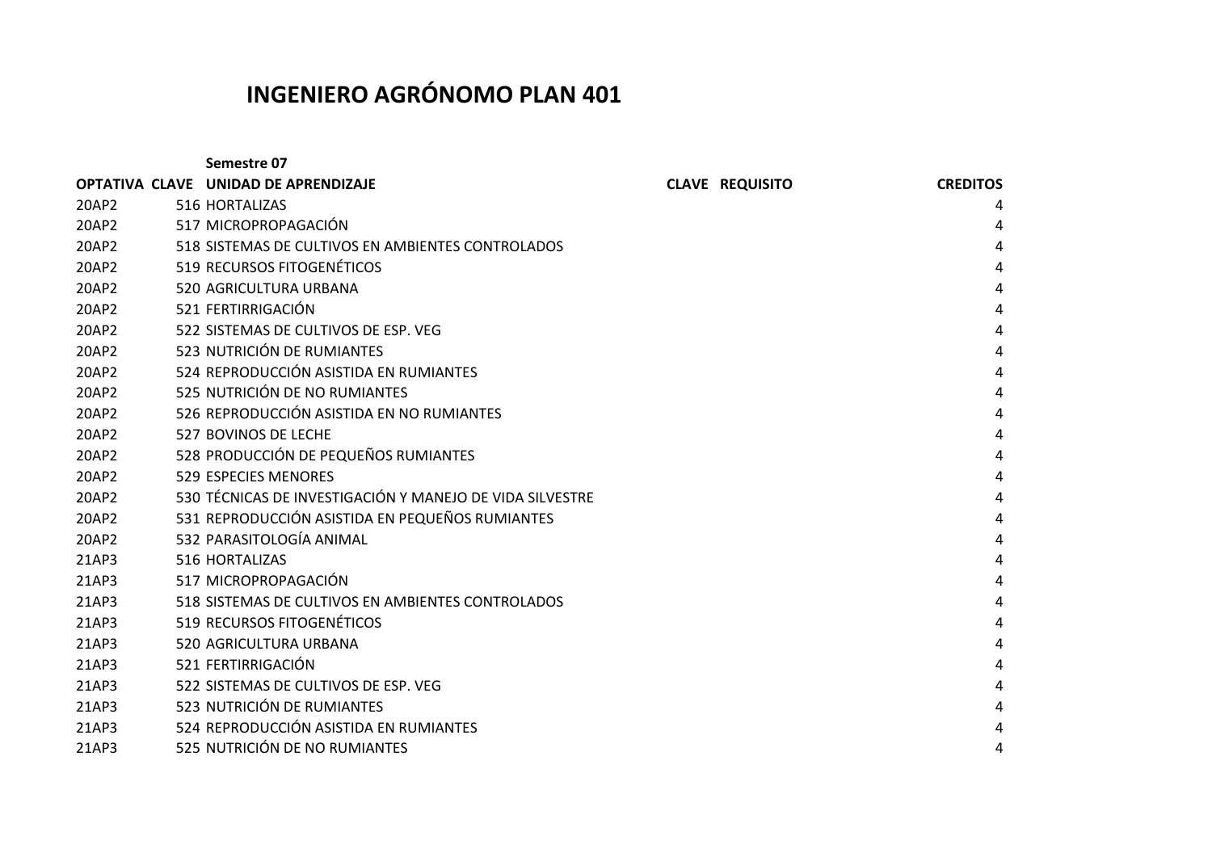# INGENIERO AGRÓNOMO PLAN 401

**Semestre 07**

| OPTATIVA | CLAVE | UNIDAD DE APRENDIZAJE | CLAVE | REQUISITO | CREDITOS |
|---|---|---|---|---|---|
| 20AP2 | 516 | HORTALIZAS | | | 4 |
| 20AP2 | 517 | MICROPROPAGACIÓN | | | 4 |
| 20AP2 | 518 | SISTEMAS DE CULTIVOS EN AMBIENTES CONTROLADOS | | | 4 |
| 20AP2 | 519 | RECURSOS FITOGENÉTICOS | | | 4 |
| 20AP2 | 520 | AGRICULTURA URBANA | | | 4 |
| 20AP2 | 521 | FERTIRRIGACIÓN | | | 4 |
| 20AP2 | 522 | SISTEMAS DE CULTIVOS DE ESP. VEG | | | 4 |
| 20AP2 | 523 | NUTRICIÓN DE RUMIANTES | | | 4 |
| 20AP2 | 524 | REPRODUCCIÓN ASISTIDA EN RUMIANTES | | | 4 |
| 20AP2 | 525 | NUTRICIÓN DE NO RUMIANTES | | | 4 |
| 20AP2 | 526 | REPRODUCCIÓN ASISTIDA EN NO RUMIANTES | | | 4 |
| 20AP2 | 527 | BOVINOS DE LECHE | | | 4 |
| 20AP2 | 528 | PRODUCCIÓN DE PEQUEÑOS RUMIANTES | | | 4 |
| 20AP2 | 529 | ESPECIES MENORES | | | 4 |
| 20AP2 | 530 | TÉCNICAS DE INVESTIGACIÓN Y MANEJO DE VIDA SILVESTRE | | | 4 |
| 20AP2 | 531 | REPRODUCCIÓN ASISTIDA EN PEQUEÑOS RUMIANTES | | | 4 |
| 20AP2 | 532 | PARASITOLOGÍA ANIMAL | | | 4 |
| 21AP3 | 516 | HORTALIZAS | | | 4 |
| 21AP3 | 517 | MICROPROPAGACIÓN | | | 4 |
| 21AP3 | 518 | SISTEMAS DE CULTIVOS EN AMBIENTES CONTROLADOS | | | 4 |
| 21AP3 | 519 | RECURSOS FITOGENÉTICOS | | | 4 |
| 21AP3 | 520 | AGRICULTURA URBANA | | | 4 |
| 21AP3 | 521 | FERTIRRIGACIÓN | | | 4 |
| 21AP3 | 522 | SISTEMAS DE CULTIVOS DE ESP. VEG | | | 4 |
| 21AP3 | 523 | NUTRICIÓN DE RUMIANTES | | | 4 |
| 21AP3 | 524 | REPRODUCCIÓN ASISTIDA EN RUMIANTES | | | 4 |
| 21AP3 | 525 | NUTRICIÓN DE NO RUMIANTES | | | 4 |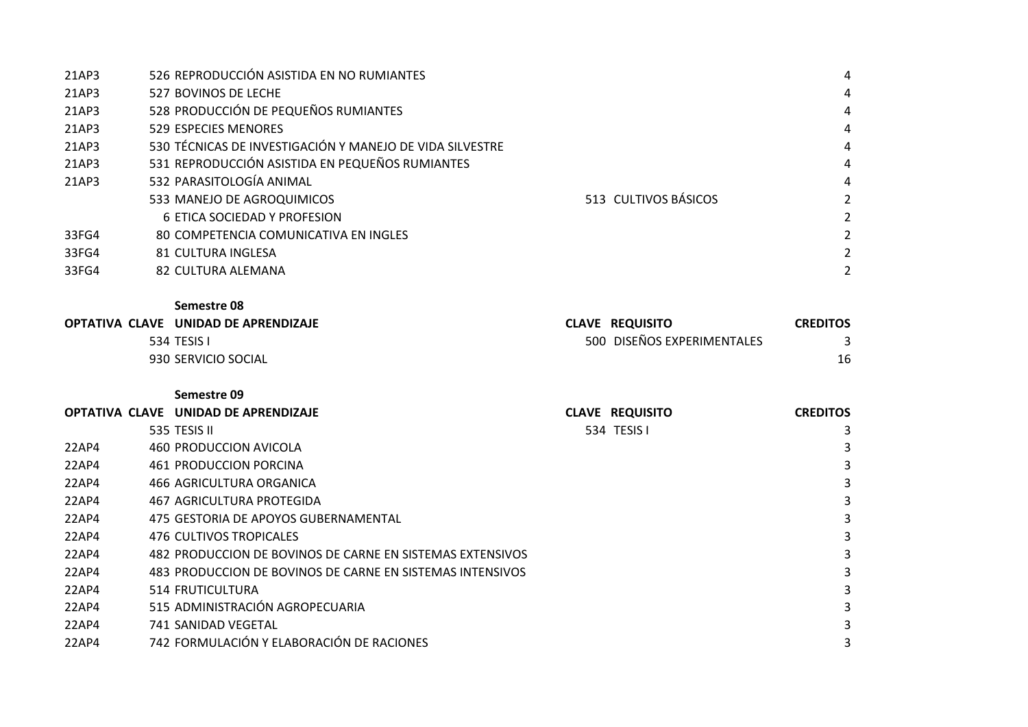| OPTATIVA | CLAVE | UNIDAD DE APRENDIZAJE | CLAVE | REQUISITO | CREDITOS |
|---|---|---|---|---|---|
| 21AP3 | 526 | REPRODUCCIÓN ASISTIDA EN NO RUMIANTES | | | 4 |
| 21AP3 | 527 | BOVINOS DE LECHE | | | 4 |
| 21AP3 | 528 | PRODUCCIÓN DE PEQUEÑOS RUMIANTES | | | 4 |
| 21AP3 | 529 | ESPECIES MENORES | | | 4 |
| 21AP3 | 530 | TÉCNICAS DE INVESTIGACIÓN Y MANEJO DE VIDA SILVESTRE | | | 4 |
| 21AP3 | 531 | REPRODUCCIÓN ASISTIDA EN PEQUEÑOS RUMIANTES | | | 4 |
| 21AP3 | 532 | PARASITOLOGÍA ANIMAL | | | 4 |
| | 533 | MANEJO DE AGROQUIMICOS | 513 | CULTIVOS BÁSICOS | 2 |
| | 6 | ETICA SOCIEDAD Y PROFESION | | | 2 |
| 33FG4 | 80 | COMPETENCIA COMUNICATIVA EN INGLES | | | 2 |
| 33FG4 | 81 | CULTURA INGLESA | | | 2 |
| 33FG4 | 82 | CULTURA ALEMANA | | | 2 |

**Semestre 08**

| OPTATIVA | CLAVE | UNIDAD DE APRENDIZAJE | CLAVE | REQUISITO | CREDITOS |
|---|---|---|---|---|---|
| | 534 | TESIS I | 500 | DISEÑOS EXPERIMENTALES | 3 |
| | 930 | SERVICIO SOCIAL | | | 16 |

**Semestre 09**

| OPTATIVA | CLAVE | UNIDAD DE APRENDIZAJE | CLAVE | REQUISITO | CREDITOS |
|---|---|---|---|---|---|
| | 535 | TESIS II | 534 | TESIS I | 3 |
| 22AP4 | 460 | PRODUCCION AVICOLA | | | 3 |
| 22AP4 | 461 | PRODUCCION PORCINA | | | 3 |
| 22AP4 | 466 | AGRICULTURA ORGANICA | | | 3 |
| 22AP4 | 467 | AGRICULTURA PROTEGIDA | | | 3 |
| 22AP4 | 475 | GESTORIA DE APOYOS GUBERNAMENTAL | | | 3 |
| 22AP4 | 476 | CULTIVOS TROPICALES | | | 3 |
| 22AP4 | 482 | PRODUCCION DE BOVINOS DE CARNE EN SISTEMAS EXTENSIVOS | | | 3 |
| 22AP4 | 483 | PRODUCCION DE BOVINOS DE CARNE EN SISTEMAS INTENSIVOS | | | 3 |
| 22AP4 | 514 | FRUTICULTURA | | | 3 |
| 22AP4 | 515 | ADMINISTRACIÓN AGROPECUARIA | | | 3 |
| 22AP4 | 741 | SANIDAD VEGETAL | | | 3 |
| 22AP4 | 742 | FORMULACIÓN Y ELABORACIÓN DE RACIONES | | | 3 |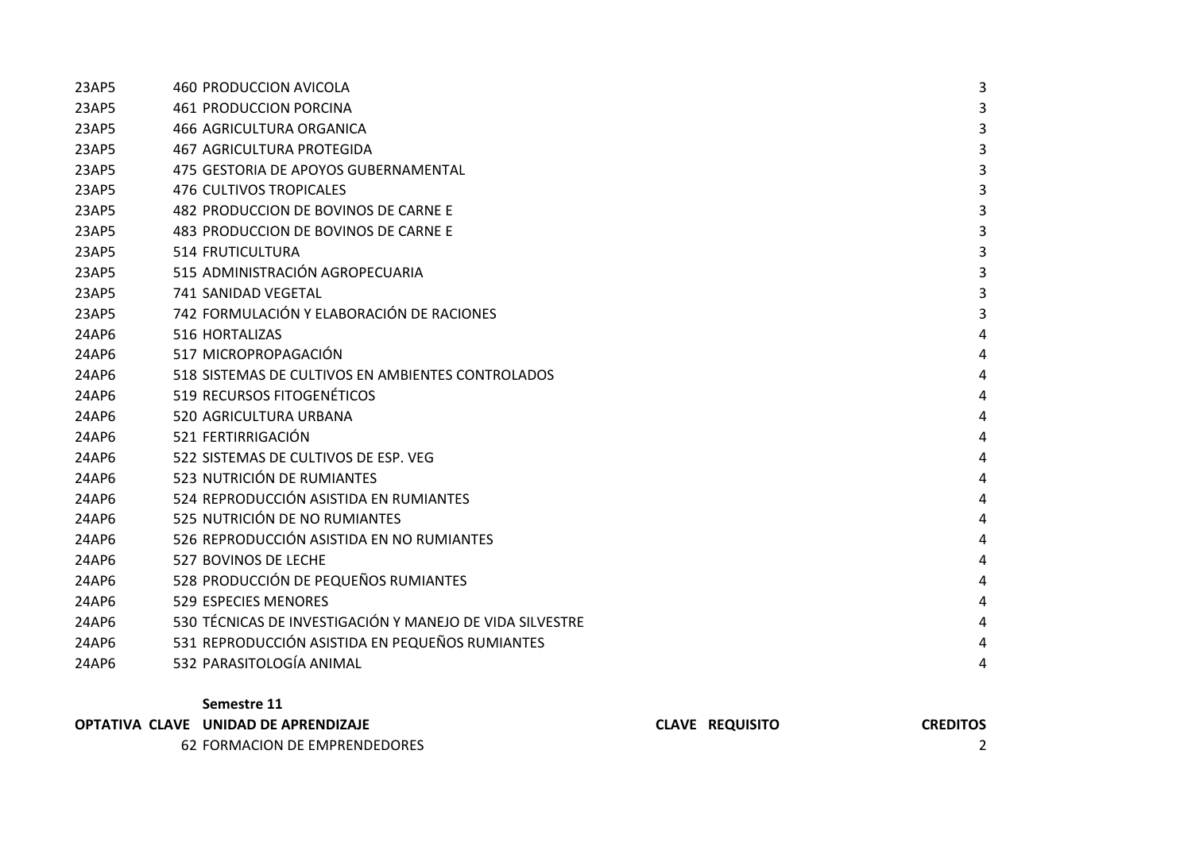| OPTATIVA | CLAVE | UNIDAD DE APRENDIZAJE | CLAVE | REQUISITO | CREDITOS |
|---|---|---|---|---|---|
| 23AP5 | 460 | PRODUCCION AVICOLA | | | 3 |
| 23AP5 | 461 | PRODUCCION PORCINA | | | 3 |
| 23AP5 | 466 | AGRICULTURA ORGANICA | | | 3 |
| 23AP5 | 467 | AGRICULTURA PROTEGIDA | | | 3 |
| 23AP5 | 475 | GESTORIA DE APOYOS GUBERNAMENTAL | | | 3 |
| 23AP5 | 476 | CULTIVOS TROPICALES | | | 3 |
| 23AP5 | 482 | PRODUCCION DE BOVINOS DE CARNE E | | | 3 |
| 23AP5 | 483 | PRODUCCION DE BOVINOS DE CARNE E | | | 3 |
| 23AP5 | 514 | FRUTICULTURA | | | 3 |
| 23AP5 | 515 | ADMINISTRACIÓN AGROPECUARIA | | | 3 |
| 23AP5 | 741 | SANIDAD VEGETAL | | | 3 |
| 23AP5 | 742 | FORMULACIÓN Y ELABORACIÓN DE RACIONES | | | 3 |
| 24AP6 | 516 | HORTALIZAS | | | 4 |
| 24AP6 | 517 | MICROPROPAGACIÓN | | | 4 |
| 24AP6 | 518 | SISTEMAS DE CULTIVOS EN AMBIENTES CONTROLADOS | | | 4 |
| 24AP6 | 519 | RECURSOS FITOGENÉTICOS | | | 4 |
| 24AP6 | 520 | AGRICULTURA URBANA | | | 4 |
| 24AP6 | 521 | FERTIRRIGACIÓN | | | 4 |
| 24AP6 | 522 | SISTEMAS DE CULTIVOS DE ESP. VEG | | | 4 |
| 24AP6 | 523 | NUTRICIÓN DE RUMIANTES | | | 4 |
| 24AP6 | 524 | REPRODUCCIÓN ASISTIDA EN RUMIANTES | | | 4 |
| 24AP6 | 525 | NUTRICIÓN DE NO RUMIANTES | | | 4 |
| 24AP6 | 526 | REPRODUCCIÓN ASISTIDA EN NO RUMIANTES | | | 4 |
| 24AP6 | 527 | BOVINOS DE LECHE | | | 4 |
| 24AP6 | 528 | PRODUCCIÓN DE PEQUEÑOS RUMIANTES | | | 4 |
| 24AP6 | 529 | ESPECIES MENORES | | | 4 |
| 24AP6 | 530 | TÉCNICAS DE INVESTIGACIÓN Y MANEJO DE VIDA SILVESTRE | | | 4 |
| 24AP6 | 531 | REPRODUCCIÓN ASISTIDA EN PEQUEÑOS RUMIANTES | | | 4 |
| 24AP6 | 532 | PARASITOLOGÍA ANIMAL | | | 4 |

**Semestre 11**

| OPTATIVA | CLAVE | UNIDAD DE APRENDIZAJE | CLAVE | REQUISITO | CREDITOS |
|---|---|---|---|---|---|
| | 62 | FORMACION DE EMPRENDEDORES | | | 2 |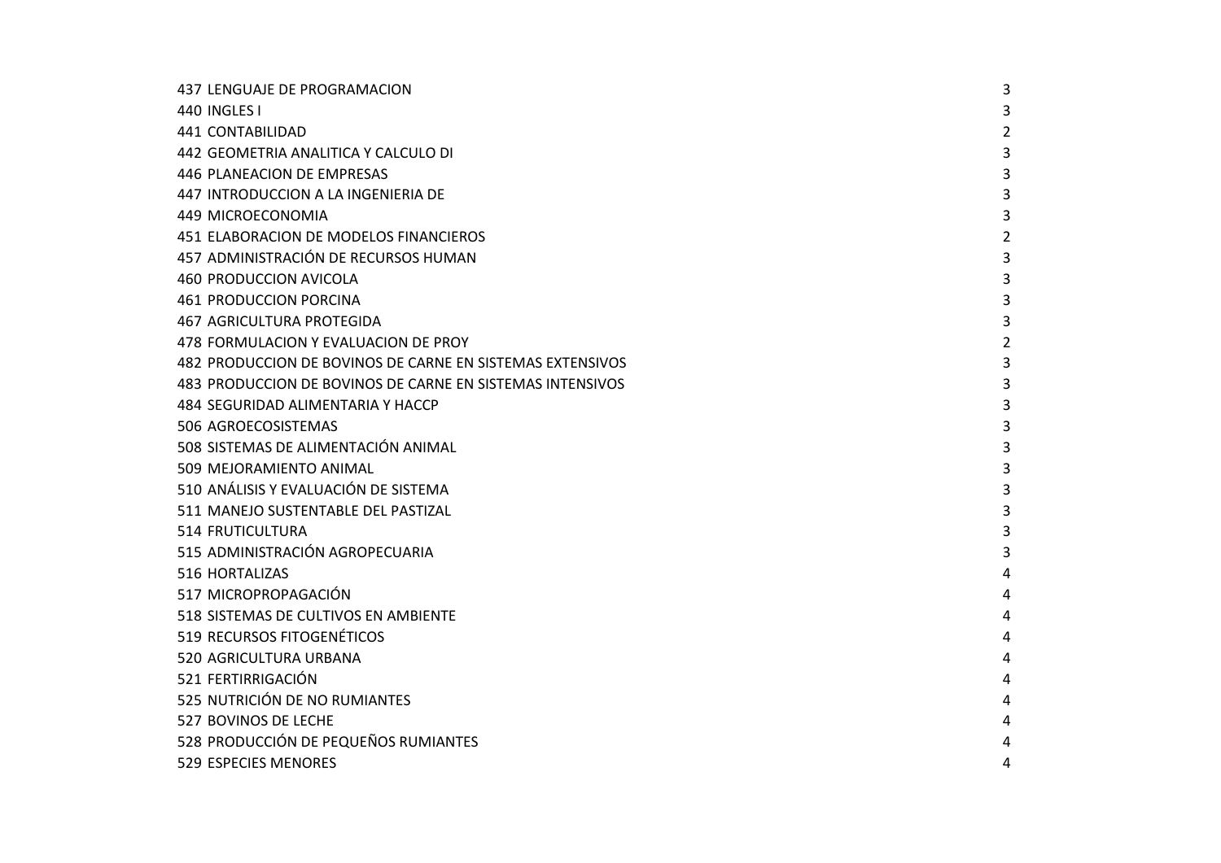| | | |
|---|---|---|
| 437 | LENGUAJE DE PROGRAMACION | 3 |
| 440 | INGLES I | 3 |
| 441 | CONTABILIDAD | 2 |
| 442 | GEOMETRIA ANALITICA Y CALCULO DI | 3 |
| 446 | PLANEACION DE EMPRESAS | 3 |
| 447 | INTRODUCCION A LA INGENIERIA DE | 3 |
| 449 | MICROECONOMIA | 3 |
| 451 | ELABORACION DE MODELOS FINANCIEROS | 2 |
| 457 | ADMINISTRACIÓN DE RECURSOS HUMAN | 3 |
| 460 | PRODUCCION AVICOLA | 3 |
| 461 | PRODUCCION PORCINA | 3 |
| 467 | AGRICULTURA PROTEGIDA | 3 |
| 478 | FORMULACION Y EVALUACION DE PROY | 2 |
| 482 | PRODUCCION DE BOVINOS DE CARNE EN SISTEMAS EXTENSIVOS | 3 |
| 483 | PRODUCCION DE BOVINOS DE CARNE EN SISTEMAS INTENSIVOS | 3 |
| 484 | SEGURIDAD ALIMENTARIA Y HACCP | 3 |
| 506 | AGROECOSISTEMAS | 3 |
| 508 | SISTEMAS DE ALIMENTACIÓN ANIMAL | 3 |
| 509 | MEJORAMIENTO ANIMAL | 3 |
| 510 | ANÁLISIS Y EVALUACIÓN DE SISTEMA | 3 |
| 511 | MANEJO SUSTENTABLE DEL PASTIZAL | 3 |
| 514 | FRUTICULTURA | 3 |
| 515 | ADMINISTRACIÓN AGROPECUARIA | 3 |
| 516 | HORTALIZAS | 4 |
| 517 | MICROPROPAGACIÓN | 4 |
| 518 | SISTEMAS DE CULTIVOS EN AMBIENTE | 4 |
| 519 | RECURSOS FITOGENÉTICOS | 4 |
| 520 | AGRICULTURA URBANA | 4 |
| 521 | FERTIRRIGACIÓN | 4 |
| 525 | NUTRICIÓN DE NO RUMIANTES | 4 |
| 527 | BOVINOS DE LECHE | 4 |
| 528 | PRODUCCIÓN DE PEQUEÑOS RUMIANTES | 4 |
| 529 | ESPECIES MENORES | 4 |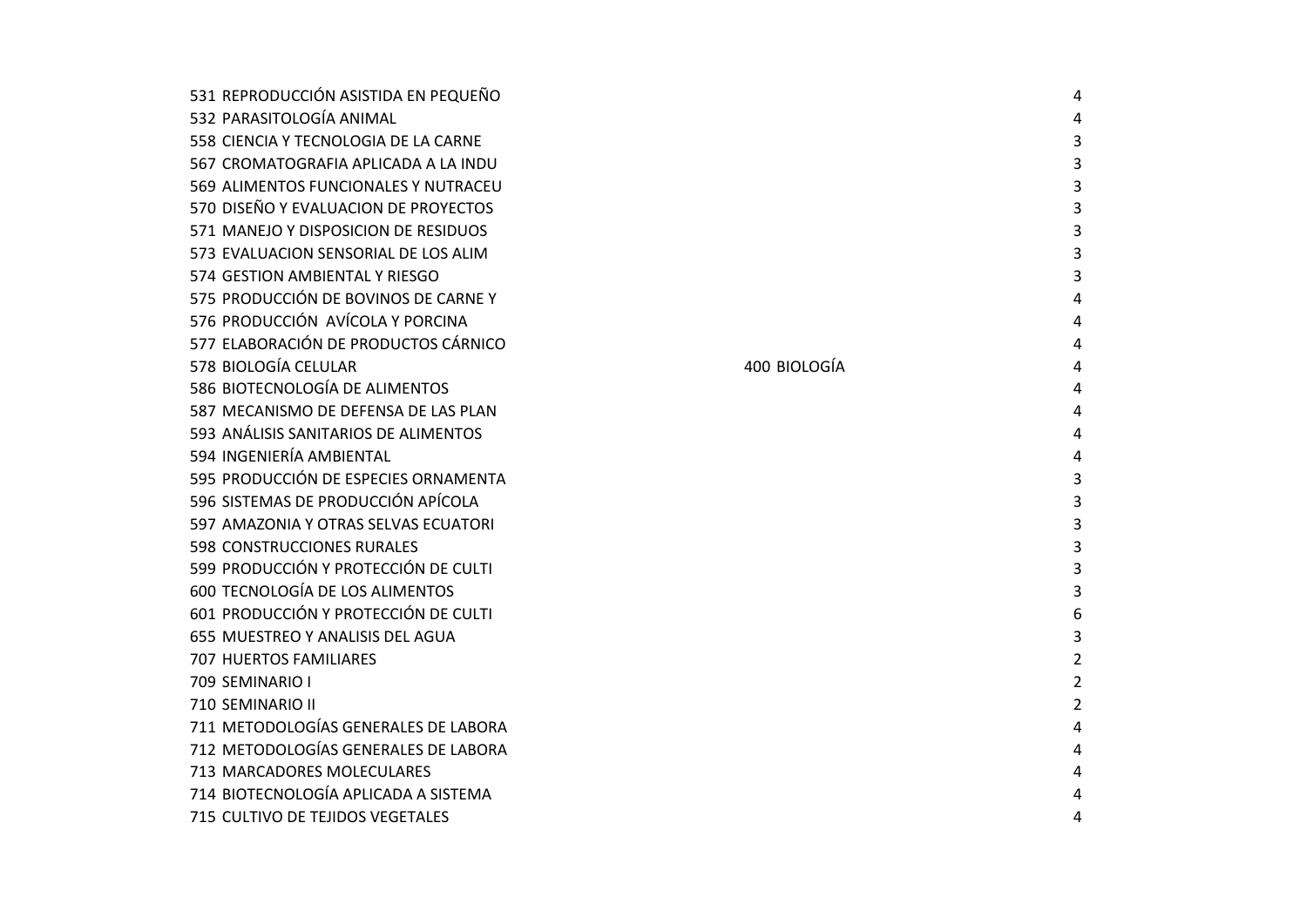| | | | | |
|---|---|---|---|---|
| 531 | REPRODUCCIÓN ASISTIDA EN PEQUEÑO | | | 4 |
| 532 | PARASITOLOGÍA ANIMAL | | | 4 |
| 558 | CIENCIA Y TECNOLOGIA DE LA CARNE | | | 3 |
| 567 | CROMATOGRAFIA APLICADA A LA INDU | | | 3 |
| 569 | ALIMENTOS FUNCIONALES Y NUTRACEU | | | 3 |
| 570 | DISEÑO Y EVALUACION DE PROYECTOS | | | 3 |
| 571 | MANEJO Y DISPOSICION DE RESIDUOS | | | 3 |
| 573 | EVALUACION SENSORIAL DE LOS ALIM | | | 3 |
| 574 | GESTION AMBIENTAL Y RIESGO | | | 3 |
| 575 | PRODUCCIÓN DE BOVINOS DE CARNE Y | | | 4 |
| 576 | PRODUCCIÓN AVÍCOLA Y PORCINA | | | 4 |
| 577 | ELABORACIÓN DE PRODUCTOS CÁRNICO | | | 4 |
| 578 | BIOLOGÍA CELULAR | 400 | BIOLOGÍA | 4 |
| 586 | BIOTECNOLOGÍA DE ALIMENTOS | | | 4 |
| 587 | MECANISMO DE DEFENSA DE LAS PLAN | | | 4 |
| 593 | ANÁLISIS SANITARIOS DE ALIMENTOS | | | 4 |
| 594 | INGENIERÍA AMBIENTAL | | | 4 |
| 595 | PRODUCCIÓN DE ESPECIES ORNAMENTA | | | 3 |
| 596 | SISTEMAS DE PRODUCCIÓN APÍCOLA | | | 3 |
| 597 | AMAZONIA Y OTRAS SELVAS ECUATORI | | | 3 |
| 598 | CONSTRUCCIONES RURALES | | | 3 |
| 599 | PRODUCCIÓN Y PROTECCIÓN DE CULTI | | | 3 |
| 600 | TECNOLOGÍA DE LOS ALIMENTOS | | | 3 |
| 601 | PRODUCCIÓN Y PROTECCIÓN DE CULTI | | | 6 |
| 655 | MUESTREO Y ANALISIS DEL AGUA | | | 3 |
| 707 | HUERTOS FAMILIARES | | | 2 |
| 709 | SEMINARIO I | | | 2 |
| 710 | SEMINARIO II | | | 2 |
| 711 | METODOLOGÍAS GENERALES DE LABORA | | | 4 |
| 712 | METODOLOGÍAS GENERALES DE LABORA | | | 4 |
| 713 | MARCADORES MOLECULARES | | | 4 |
| 714 | BIOTECNOLOGÍA APLICADA A SISTEMA | | | 4 |
| 715 | CULTIVO DE TEJIDOS VEGETALES | | | 4 |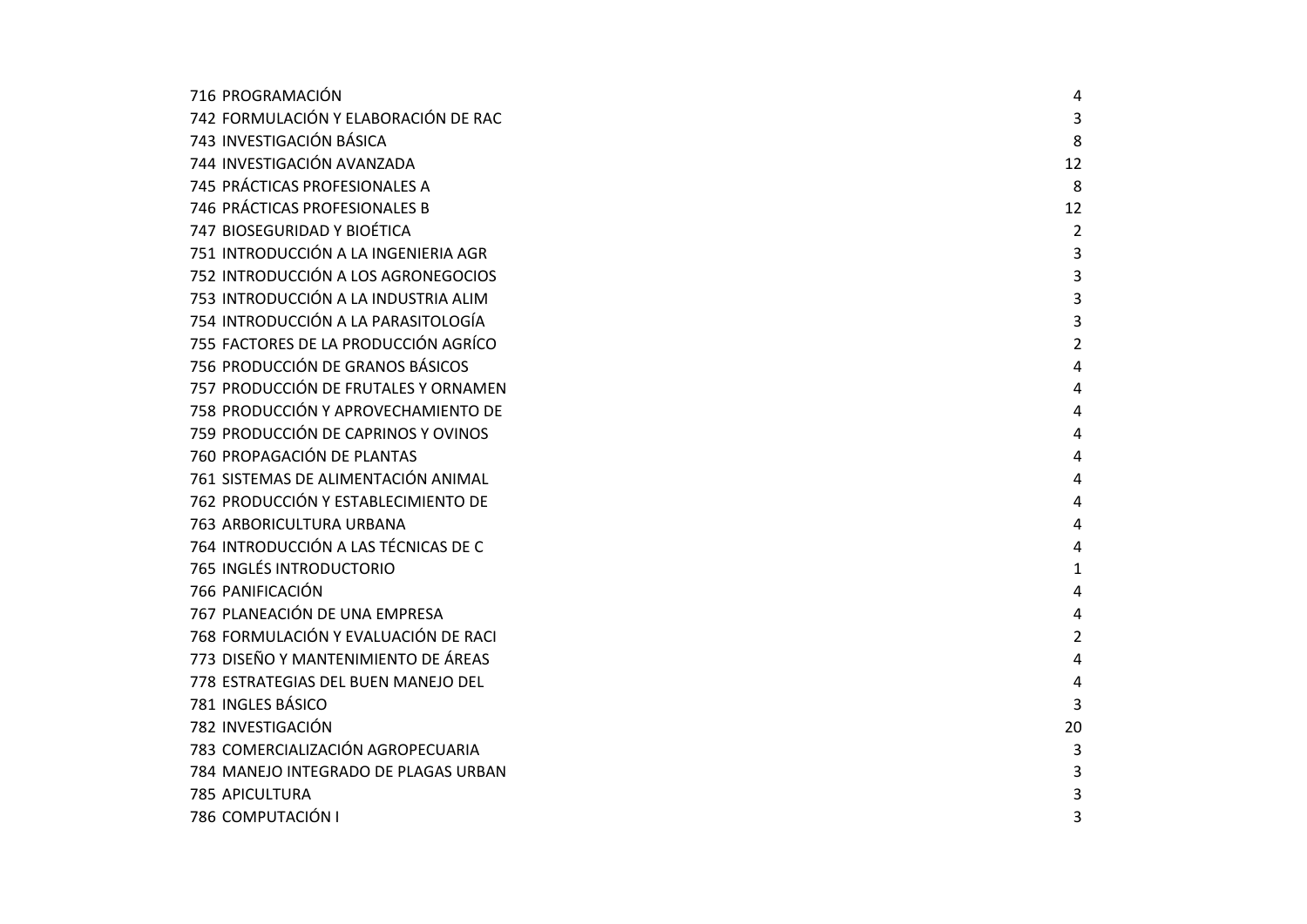| | | |
|---|---|---|
| 716 | PROGRAMACIÓN | 4 |
| 742 | FORMULACIÓN Y ELABORACIÓN DE RAC | 3 |
| 743 | INVESTIGACIÓN BÁSICA | 8 |
| 744 | INVESTIGACIÓN AVANZADA | 12 |
| 745 | PRÁCTICAS PROFESIONALES A | 8 |
| 746 | PRÁCTICAS PROFESIONALES B | 12 |
| 747 | BIOSEGURIDAD Y BIOÉTICA | 2 |
| 751 | INTRODUCCIÓN A LA INGENIERIA AGR | 3 |
| 752 | INTRODUCCIÓN A LOS AGRONEGOCIOS | 3 |
| 753 | INTRODUCCIÓN A LA INDUSTRIA ALIM | 3 |
| 754 | INTRODUCCIÓN A LA PARASITOLOGÍA | 3 |
| 755 | FACTORES DE LA PRODUCCIÓN AGRÍCO | 2 |
| 756 | PRODUCCIÓN DE GRANOS BÁSICOS | 4 |
| 757 | PRODUCCIÓN DE FRUTALES Y ORNAMEN | 4 |
| 758 | PRODUCCIÓN Y APROVECHAMIENTO DE | 4 |
| 759 | PRODUCCIÓN DE CAPRINOS Y OVINOS | 4 |
| 760 | PROPAGACIÓN DE PLANTAS | 4 |
| 761 | SISTEMAS DE ALIMENTACIÓN ANIMAL | 4 |
| 762 | PRODUCCIÓN Y ESTABLECIMIENTO DE | 4 |
| 763 | ARBORICULTURA URBANA | 4 |
| 764 | INTRODUCCIÓN A LAS TÉCNICAS DE C | 4 |
| 765 | INGLÉS INTRODUCTORIO | 1 |
| 766 | PANIFICACIÓN | 4 |
| 767 | PLANEACIÓN DE UNA EMPRESA | 4 |
| 768 | FORMULACIÓN Y EVALUACIÓN DE RACI | 2 |
| 773 | DISEÑO Y MANTENIMIENTO DE ÁREAS | 4 |
| 778 | ESTRATEGIAS DEL BUEN MANEJO DEL | 4 |
| 781 | INGLES BÁSICO | 3 |
| 782 | INVESTIGACIÓN | 20 |
| 783 | COMERCIALIZACIÓN AGROPECUARIA | 3 |
| 784 | MANEJO INTEGRADO DE PLAGAS URBAN | 3 |
| 785 | APICULTURA | 3 |
| 786 | COMPUTACIÓN I | 3 |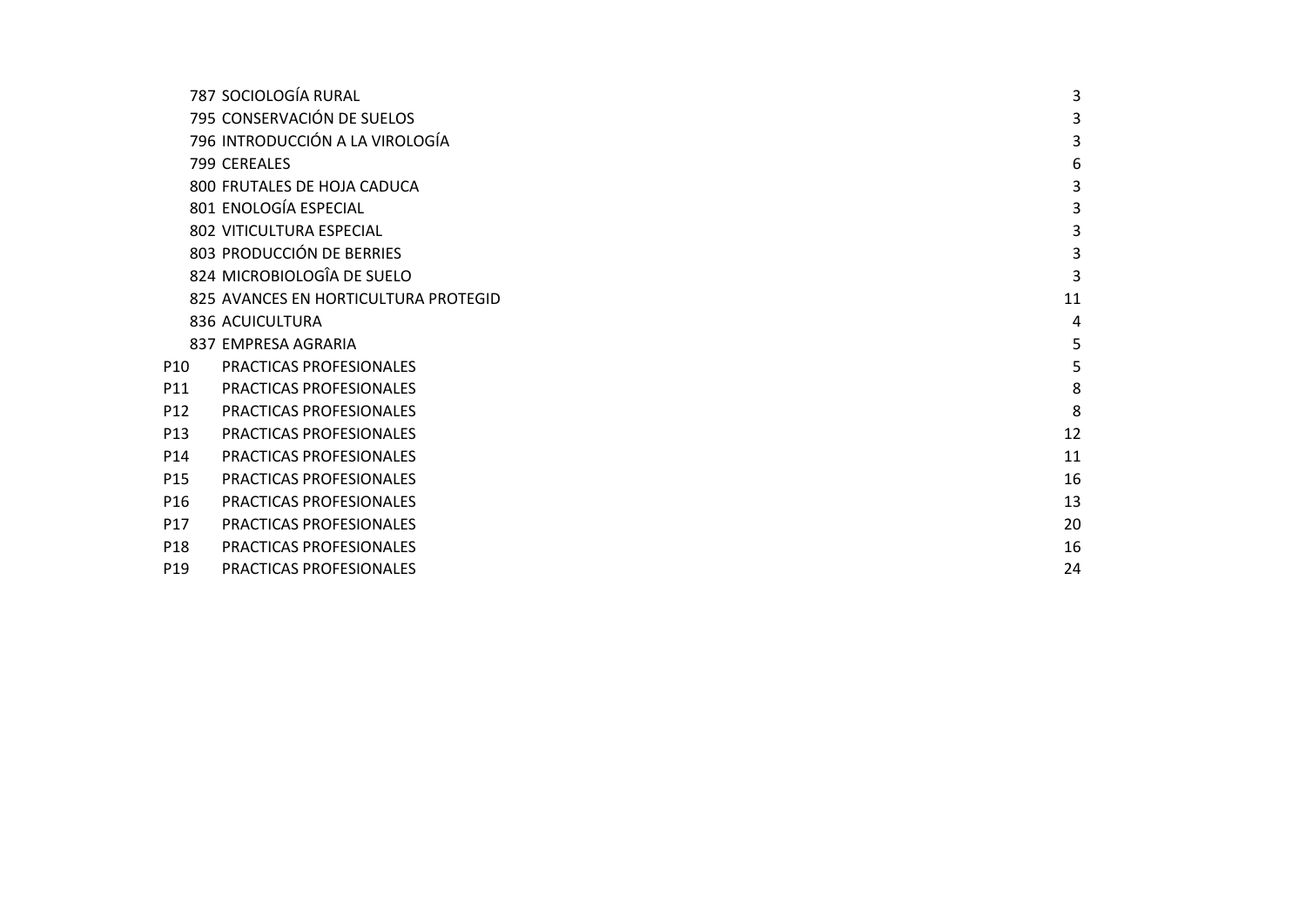| | | |
|---|---|---|
| 787 | SOCIOLOGÍA RURAL | 3 |
| 795 | CONSERVACIÓN DE SUELOS | 3 |
| 796 | INTRODUCCIÓN A LA VIROLOGÍA | 3 |
| 799 | CEREALES | 6 |
| 800 | FRUTALES DE HOJA CADUCA | 3 |
| 801 | ENOLOGÍA ESPECIAL | 3 |
| 802 | VITICULTURA ESPECIAL | 3 |
| 803 | PRODUCCIÓN DE BERRIES | 3 |
| 824 | MICROBIOLOGÎA DE SUELO | 3 |
| 825 | AVANCES EN HORTICULTURA PROTEGID | 11 |
| 836 | ACUICULTURA | 4 |
| 837 | EMPRESA AGRARIA | 5 |
| P10 | PRACTICAS PROFESIONALES | 5 |
| P11 | PRACTICAS PROFESIONALES | 8 |
| P12 | PRACTICAS PROFESIONALES | 8 |
| P13 | PRACTICAS PROFESIONALES | 12 |
| P14 | PRACTICAS PROFESIONALES | 11 |
| P15 | PRACTICAS PROFESIONALES | 16 |
| P16 | PRACTICAS PROFESIONALES | 13 |
| P17 | PRACTICAS PROFESIONALES | 20 |
| P18 | PRACTICAS PROFESIONALES | 16 |
| P19 | PRACTICAS PROFESIONALES | 24 |